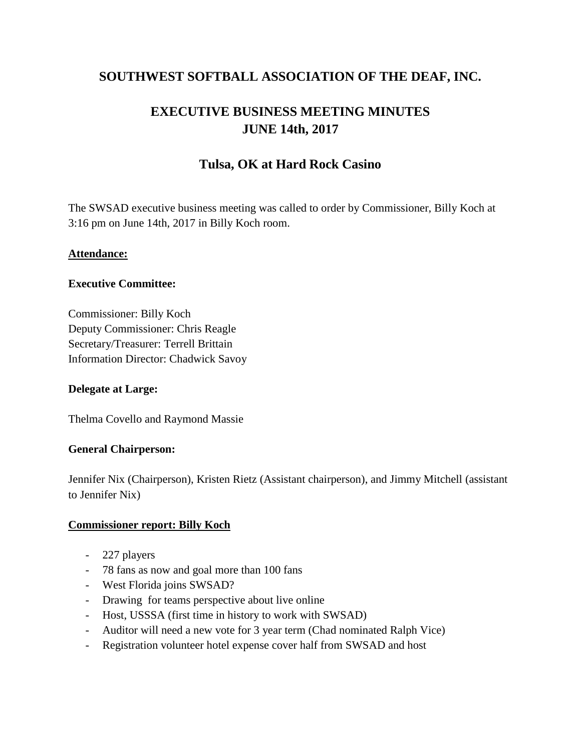# SOUTHWEST SOFTBALL ASSOCIATION OF THE DEAF, INC.

## EXECUTIVE BUSINESS MEETING MINUTES
## JUNE 14th, 2017

## Tulsa, OK at Hard Rock Casino

The SWSAD executive business meeting was called to order by Commissioner, Billy Koch at 3:16 pm on June 14th, 2017 in Billy Koch room.

**Attendance:**

**Executive Committee:**

Commissioner: Billy Koch
Deputy Commissioner: Chris Reagle
Secretary/Treasurer: Terrell Brittain
Information Director: Chadwick Savoy

**Delegate at Large:**

Thelma Covello and Raymond Massie

**General Chairperson:**

Jennifer Nix (Chairperson), Kristen Rietz (Assistant chairperson), and Jimmy Mitchell (assistant to Jennifer Nix)

**Commissioner report: Billy Koch**

- 227 players
- 78 fans as now and goal more than 100 fans
- West Florida joins SWSAD?
- Drawing for teams perspective about live online
- Host, USSSA (first time in history to work with SWSAD)
- Auditor will need a new vote for 3 year term (Chad nominated Ralph Vice)
- Registration volunteer hotel expense cover half from SWSAD and host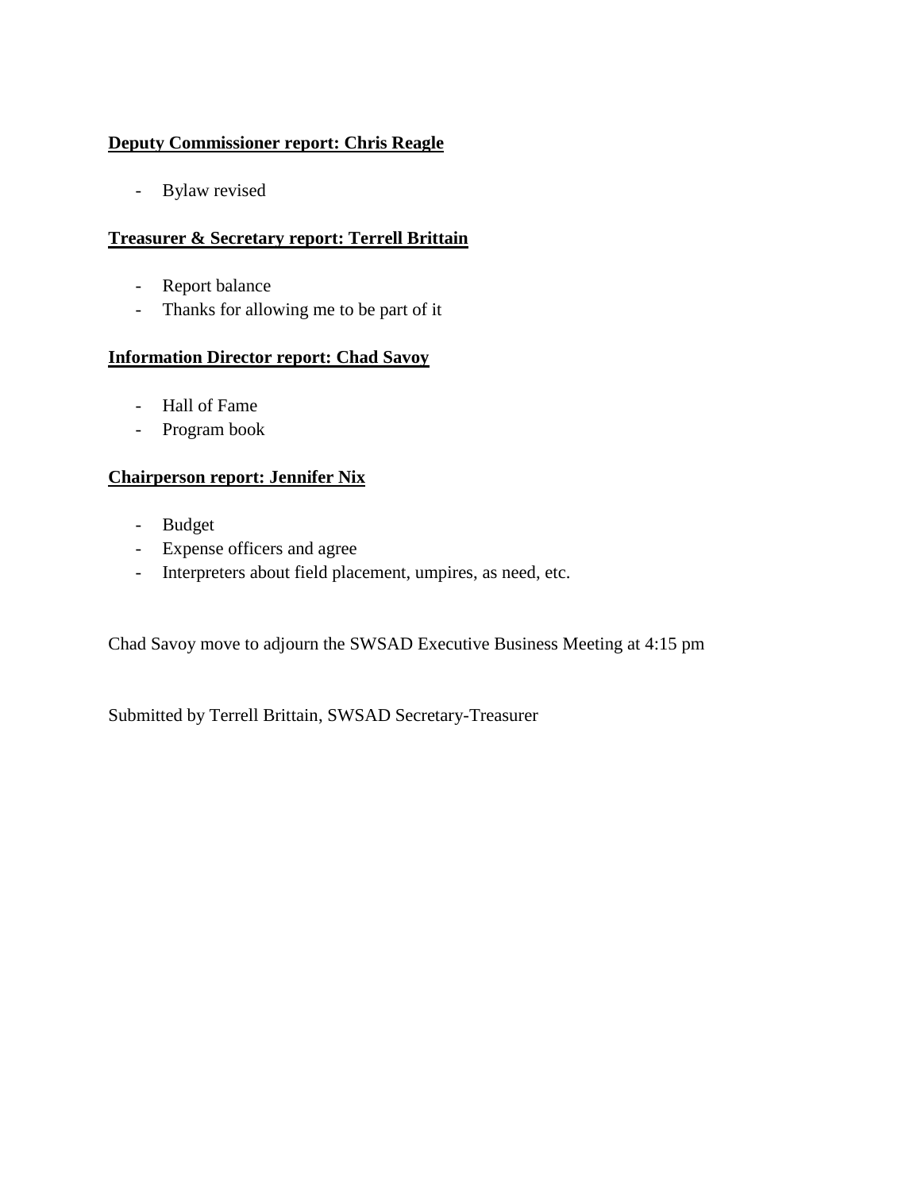**Deputy Commissioner report: Chris Reagle**

- Bylaw revised

**Treasurer & Secretary report: Terrell Brittain**

- Report balance
- Thanks for allowing me to be part of it

**Information Director report: Chad Savoy**

- Hall of Fame
- Program book

**Chairperson report: Jennifer Nix**

- Budget
- Expense officers and agree
- Interpreters about field placement, umpires, as need, etc.

Chad Savoy move to adjourn the SWSAD Executive Business Meeting at 4:15 pm

Submitted by Terrell Brittain, SWSAD Secretary-Treasurer